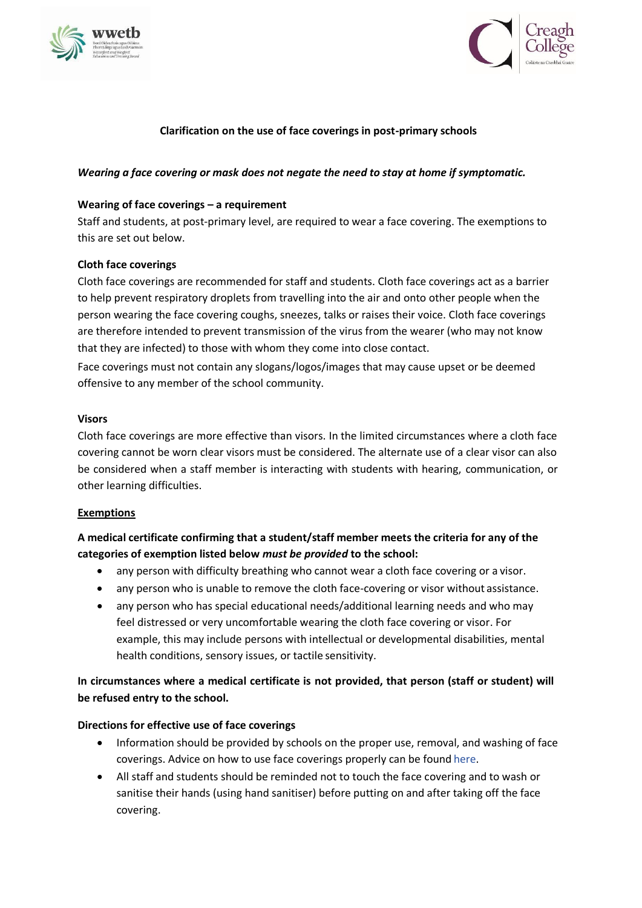## Clarification on the use of face coverings in post-primary schools

***Wearing a face covering or mask does not negate the need to stay at home if symptomatic.***

**Wearing of face coverings – a requirement**

Staff and students, at post-primary level, are required to wear a face covering. The exemptions to this are set out below.

**Cloth face coverings**

Cloth face coverings are recommended for staff and students. Cloth face coverings act as a barrier to help prevent respiratory droplets from travelling into the air and onto other people when the person wearing the face covering coughs, sneezes, talks or raises their voice. Cloth face coverings are therefore intended to prevent transmission of the virus from the wearer (who may not know that they are infected) to those with whom they come into close contact.

Face coverings must not contain any slogans/logos/images that may cause upset or be deemed offensive to any member of the school community.

**Visors**

Cloth face coverings are more effective than visors. In the limited circumstances where a cloth face covering cannot be worn clear visors must be considered. The alternate use of a clear visor can also be considered when a staff member is interacting with students with hearing, communication, or other learning difficulties.

**<u>Exemptions</u>**

**A medical certificate confirming that a student/staff member meets the criteria for any of the categories of exemption listed below *must be provided* to the school:**

- any person with difficulty breathing who cannot wear a cloth face covering or a visor.
- any person who is unable to remove the cloth face-covering or visor without assistance.
- any person who has special educational needs/additional learning needs and who may feel distressed or very uncomfortable wearing the cloth face covering or visor. For example, this may include persons with intellectual or developmental disabilities, mental health conditions, sensory issues, or tactile sensitivity.

**In circumstances where a medical certificate is not provided, that person (staff or student) will be refused entry to the school.**

**Directions for effective use of face coverings**

- Information should be provided by schools on the proper use, removal, and washing of face coverings. Advice on how to use face coverings properly can be found here.
- All staff and students should be reminded not to touch the face covering and to wash or sanitise their hands (using hand sanitiser) before putting on and after taking off the face covering.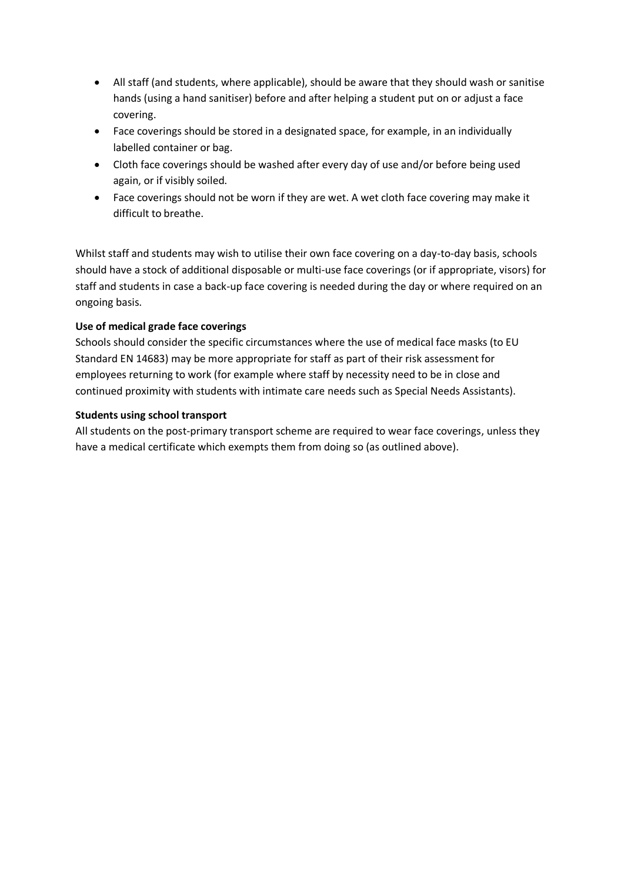- All staff (and students, where applicable), should be aware that they should wash or sanitise hands (using a hand sanitiser) before and after helping a student put on or adjust a face covering.
- Face coverings should be stored in a designated space, for example, in an individually labelled container or bag.
- Cloth face coverings should be washed after every day of use and/or before being used again, or if visibly soiled.
- Face coverings should not be worn if they are wet. A wet cloth face covering may make it difficult to breathe.

Whilst staff and students may wish to utilise their own face covering on a day-to-day basis, schools should have a stock of additional disposable or multi-use face coverings (or if appropriate, visors) for staff and students in case a back-up face covering is needed during the day or where required on an ongoing basis.

**Use of medical grade face coverings**

Schools should consider the specific circumstances where the use of medical face masks (to EU Standard EN 14683) may be more appropriate for staff as part of their risk assessment for employees returning to work (for example where staff by necessity need to be in close and continued proximity with students with intimate care needs such as Special Needs Assistants).

**Students using school transport**

All students on the post-primary transport scheme are required to wear face coverings, unless they have a medical certificate which exempts them from doing so (as outlined above).